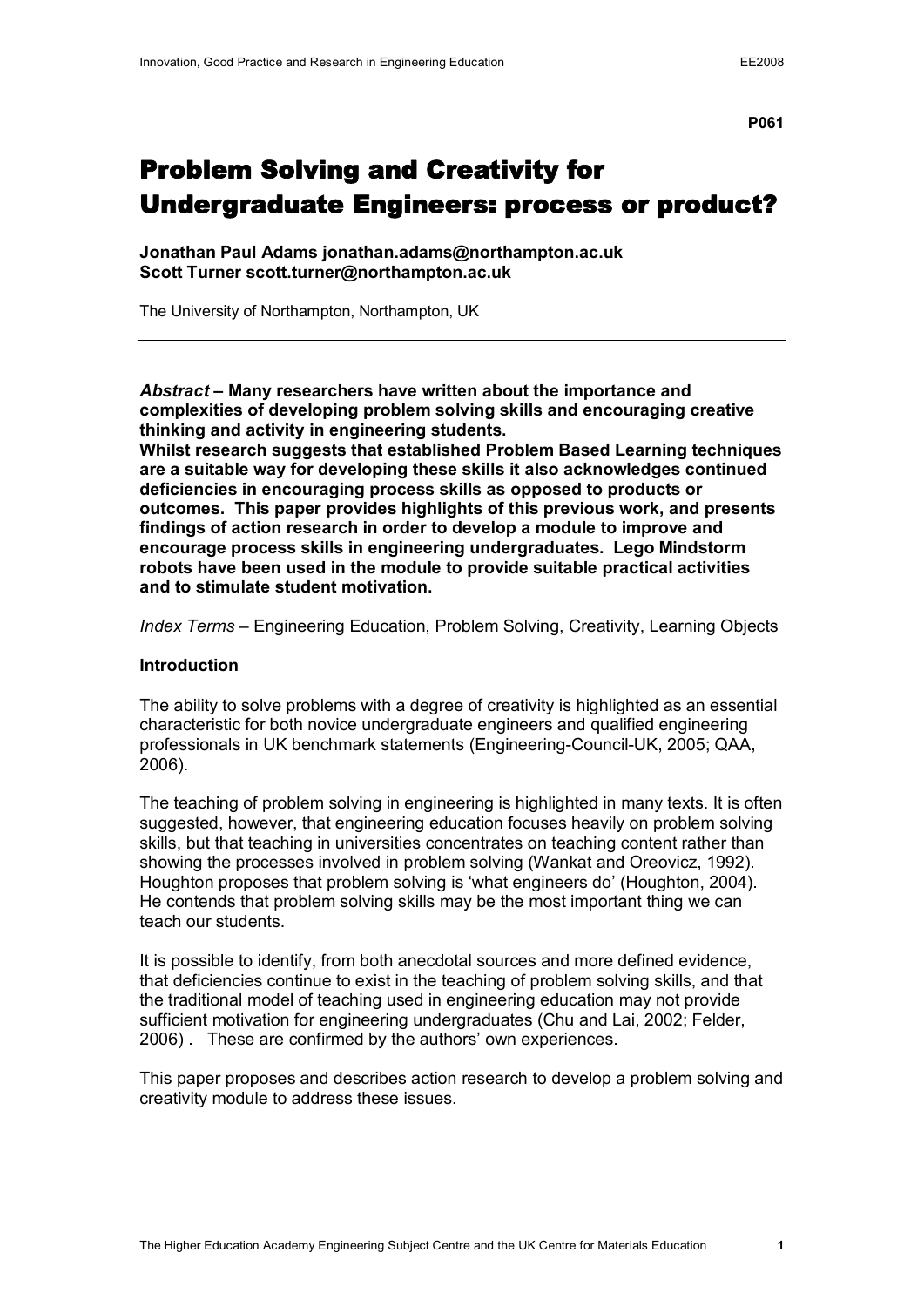P061

# Problem Solving and Creativity for Undergraduate Engineers: process or product?

**Jonathan Paul Adams jonathan.adams@northampton.ac.uk**
**Scott Turner scott.turner@northampton.ac.uk**

The University of Northampton, Northampton, UK

***Abstract*** **– Many researchers have written about the importance and complexities of developing problem solving skills and encouraging creative thinking and activity in engineering students.**
**Whilst research suggests that established Problem Based Learning techniques are a suitable way for developing these skills it also acknowledges continued deficiencies in encouraging process skills as opposed to products or outcomes. This paper provides highlights of this previous work, and presents findings of action research in order to develop a module to improve and encourage process skills in engineering undergraduates. Lego Mindstorm robots have been used in the module to provide suitable practical activities and to stimulate student motivation.**

*Index Terms* – Engineering Education, Problem Solving, Creativity, Learning Objects

## Introduction

The ability to solve problems with a degree of creativity is highlighted as an essential characteristic for both novice undergraduate engineers and qualified engineering professionals in UK benchmark statements (Engineering-Council-UK, 2005; QAA, 2006).

The teaching of problem solving in engineering is highlighted in many texts. It is often suggested, however, that engineering education focuses heavily on problem solving skills, but that teaching in universities concentrates on teaching content rather than showing the processes involved in problem solving (Wankat and Oreovicz, 1992). Houghton proposes that problem solving is 'what engineers do' (Houghton, 2004). He contends that problem solving skills may be the most important thing we can teach our students.

It is possible to identify, from both anecdotal sources and more defined evidence, that deficiencies continue to exist in the teaching of problem solving skills, and that the traditional model of teaching used in engineering education may not provide sufficient motivation for engineering undergraduates (Chu and Lai, 2002; Felder, 2006) . These are confirmed by the authors' own experiences.

This paper proposes and describes action research to develop a problem solving and creativity module to address these issues.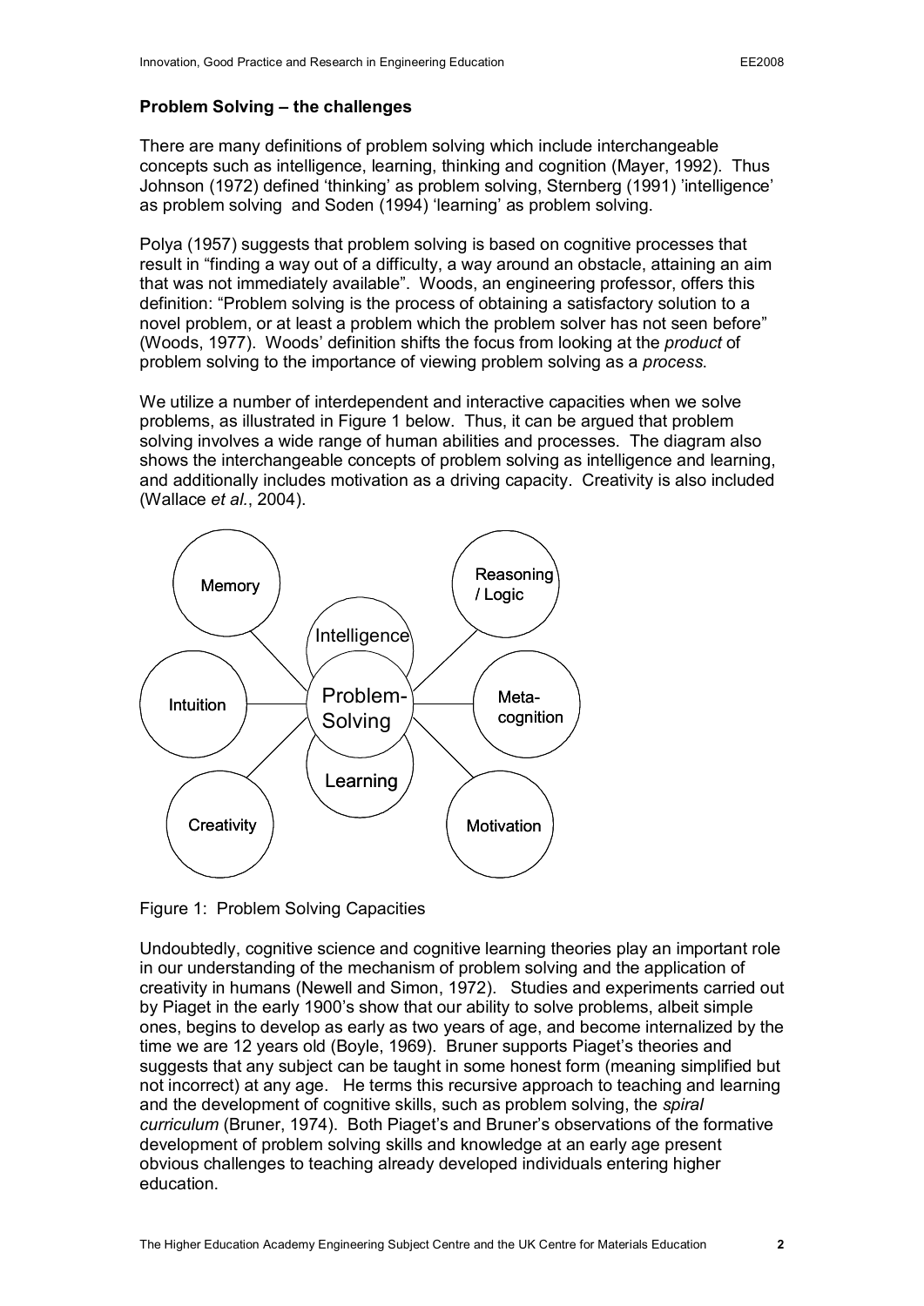**Problem Solving – the challenges**

There are many definitions of problem solving which include interchangeable concepts such as intelligence, learning, thinking and cognition (Mayer, 1992). Thus Johnson (1972) defined 'thinking' as problem solving, Sternberg (1991) 'intelligence' as problem solving and Soden (1994) 'learning' as problem solving.

Polya (1957) suggests that problem solving is based on cognitive processes that result in "finding a way out of a difficulty, a way around an obstacle, attaining an aim that was not immediately available". Woods, an engineering professor, offers this definition: "Problem solving is the process of obtaining a satisfactory solution to a novel problem, or at least a problem which the problem solver has not seen before" (Woods, 1977). Woods' definition shifts the focus from looking at the *product* of problem solving to the importance of viewing problem solving as a *process*.

We utilize a number of interdependent and interactive capacities when we solve problems, as illustrated in Figure 1 below. Thus, it can be argued that problem solving involves a wide range of human abilities and processes. The diagram also shows the interchangeable concepts of problem solving as intelligence and learning, and additionally includes motivation as a driving capacity. Creativity is also included (Wallace *et al.*, 2004).

Memory, Reasoning / Logic, Intelligence, Intuition, Problem-Solving, Meta-cognition, Learning, Creativity, Motivation

Figure 1: Problem Solving Capacities

Undoubtedly, cognitive science and cognitive learning theories play an important role in our understanding of the mechanism of problem solving and the application of creativity in humans (Newell and Simon, 1972). Studies and experiments carried out by Piaget in the early 1900's show that our ability to solve problems, albeit simple ones, begins to develop as early as two years of age, and become internalized by the time we are 12 years old (Boyle, 1969). Bruner supports Piaget's theories and suggests that any subject can be taught in some honest form (meaning simplified but not incorrect) at any age. He terms this recursive approach to teaching and learning and the development of cognitive skills, such as problem solving, the *spiral curriculum* (Bruner, 1974). Both Piaget's and Bruner's observations of the formative development of problem solving skills and knowledge at an early age present obvious challenges to teaching already developed individuals entering higher education.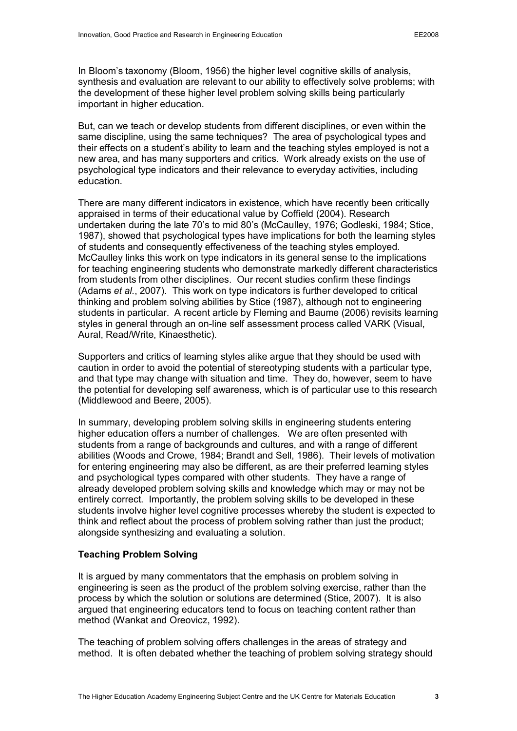In Bloom's taxonomy (Bloom, 1956) the higher level cognitive skills of analysis, synthesis and evaluation are relevant to our ability to effectively solve problems; with the development of these higher level problem solving skills being particularly important in higher education.

But, can we teach or develop students from different disciplines, or even within the same discipline, using the same techniques? The area of psychological types and their effects on a student's ability to learn and the teaching styles employed is not a new area, and has many supporters and critics. Work already exists on the use of psychological type indicators and their relevance to everyday activities, including education.

There are many different indicators in existence, which have recently been critically appraised in terms of their educational value by Coffield (2004). Research undertaken during the late 70's to mid 80's (McCaulley, 1976; Godleski, 1984; Stice, 1987), showed that psychological types have implications for both the learning styles of students and consequently effectiveness of the teaching styles employed. McCaulley links this work on type indicators in its general sense to the implications for teaching engineering students who demonstrate markedly different characteristics from students from other disciplines. Our recent studies confirm these findings (Adams *et al.*, 2007). This work on type indicators is further developed to critical thinking and problem solving abilities by Stice (1987), although not to engineering students in particular. A recent article by Fleming and Baume (2006) revisits learning styles in general through an on-line self assessment process called VARK (Visual, Aural, Read/Write, Kinaesthetic).

Supporters and critics of learning styles alike argue that they should be used with caution in order to avoid the potential of stereotyping students with a particular type, and that type may change with situation and time. They do, however, seem to have the potential for developing self awareness, which is of particular use to this research (Middlewood and Beere, 2005).

In summary, developing problem solving skills in engineering students entering higher education offers a number of challenges. We are often presented with students from a range of backgrounds and cultures, and with a range of different abilities (Woods and Crowe, 1984; Brandt and Sell, 1986). Their levels of motivation for entering engineering may also be different, as are their preferred learning styles and psychological types compared with other students. They have a range of already developed problem solving skills and knowledge which may or may not be entirely correct. Importantly, the problem solving skills to be developed in these students involve higher level cognitive processes whereby the student is expected to think and reflect about the process of problem solving rather than just the product; alongside synthesizing and evaluating a solution.

## Teaching Problem Solving

It is argued by many commentators that the emphasis on problem solving in engineering is seen as the product of the problem solving exercise, rather than the process by which the solution or solutions are determined (Stice, 2007). It is also argued that engineering educators tend to focus on teaching content rather than method (Wankat and Oreovicz, 1992).

The teaching of problem solving offers challenges in the areas of strategy and method. It is often debated whether the teaching of problem solving strategy should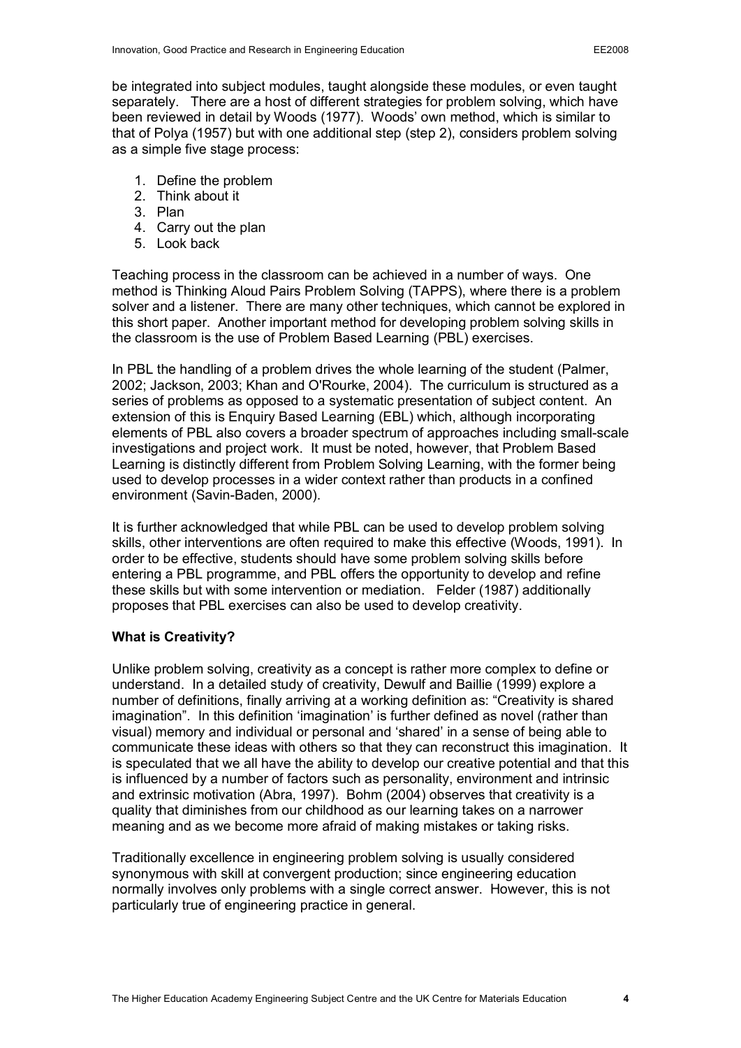be integrated into subject modules, taught alongside these modules, or even taught separately. There are a host of different strategies for problem solving, which have been reviewed in detail by Woods (1977). Woods' own method, which is similar to that of Polya (1957) but with one additional step (step 2), considers problem solving as a simple five stage process:

1. Define the problem
2. Think about it
3. Plan
4. Carry out the plan
5. Look back

Teaching process in the classroom can be achieved in a number of ways. One method is Thinking Aloud Pairs Problem Solving (TAPPS), where there is a problem solver and a listener. There are many other techniques, which cannot be explored in this short paper. Another important method for developing problem solving skills in the classroom is the use of Problem Based Learning (PBL) exercises.

In PBL the handling of a problem drives the whole learning of the student (Palmer, 2002; Jackson, 2003; Khan and O'Rourke, 2004). The curriculum is structured as a series of problems as opposed to a systematic presentation of subject content. An extension of this is Enquiry Based Learning (EBL) which, although incorporating elements of PBL also covers a broader spectrum of approaches including small-scale investigations and project work. It must be noted, however, that Problem Based Learning is distinctly different from Problem Solving Learning, with the former being used to develop processes in a wider context rather than products in a confined environment (Savin-Baden, 2000).

It is further acknowledged that while PBL can be used to develop problem solving skills, other interventions are often required to make this effective (Woods, 1991). In order to be effective, students should have some problem solving skills before entering a PBL programme, and PBL offers the opportunity to develop and refine these skills but with some intervention or mediation. Felder (1987) additionally proposes that PBL exercises can also be used to develop creativity.

## What is Creativity?

Unlike problem solving, creativity as a concept is rather more complex to define or understand. In a detailed study of creativity, Dewulf and Baillie (1999) explore a number of definitions, finally arriving at a working definition as: "Creativity is shared imagination". In this definition 'imagination' is further defined as novel (rather than visual) memory and individual or personal and 'shared' in a sense of being able to communicate these ideas with others so that they can reconstruct this imagination. It is speculated that we all have the ability to develop our creative potential and that this is influenced by a number of factors such as personality, environment and intrinsic and extrinsic motivation (Abra, 1997). Bohm (2004) observes that creativity is a quality that diminishes from our childhood as our learning takes on a narrower meaning and as we become more afraid of making mistakes or taking risks.

Traditionally excellence in engineering problem solving is usually considered synonymous with skill at convergent production; since engineering education normally involves only problems with a single correct answer. However, this is not particularly true of engineering practice in general.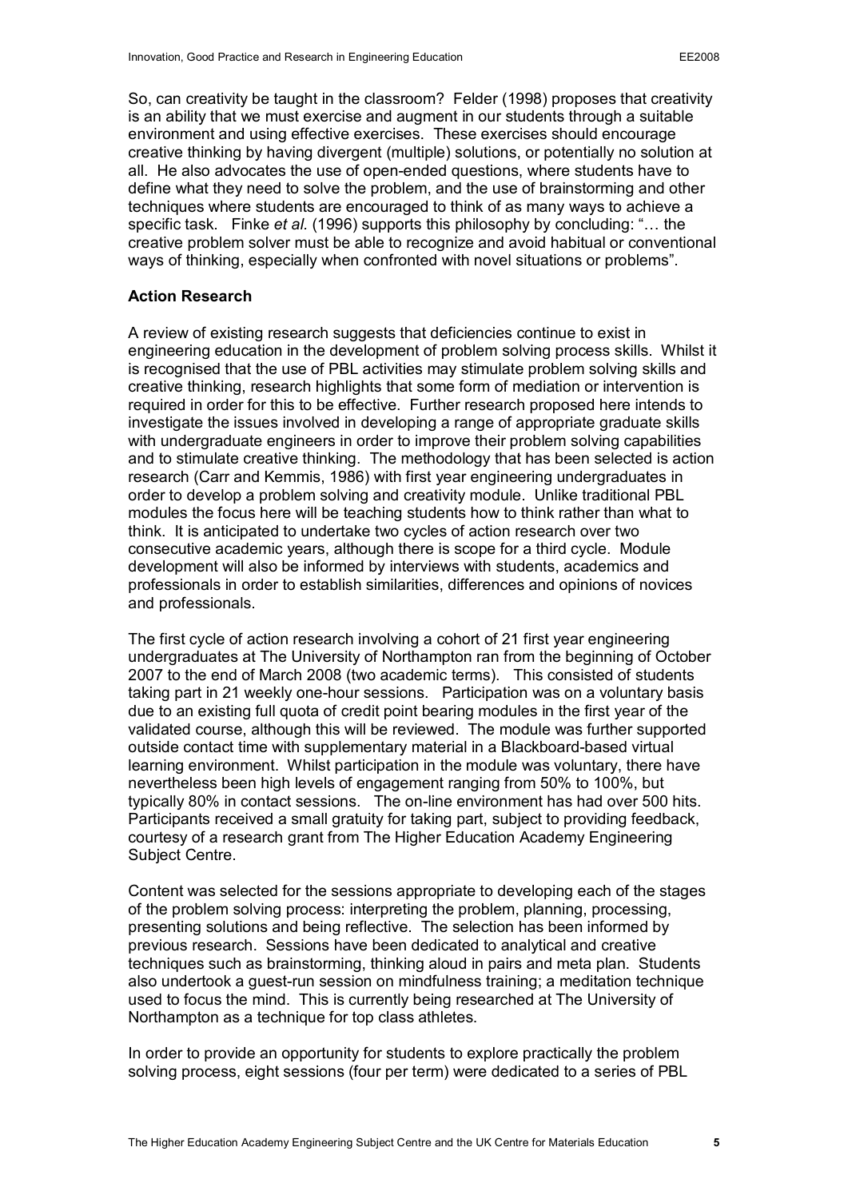So, can creativity be taught in the classroom? Felder (1998) proposes that creativity is an ability that we must exercise and augment in our students through a suitable environment and using effective exercises. These exercises should encourage creative thinking by having divergent (multiple) solutions, or potentially no solution at all. He also advocates the use of open-ended questions, where students have to define what they need to solve the problem, and the use of brainstorming and other techniques where students are encouraged to think of as many ways to achieve a specific task. Finke *et al.* (1996) supports this philosophy by concluding: "… the creative problem solver must be able to recognize and avoid habitual or conventional ways of thinking, especially when confronted with novel situations or problems".

**Action Research**

A review of existing research suggests that deficiencies continue to exist in engineering education in the development of problem solving process skills. Whilst it is recognised that the use of PBL activities may stimulate problem solving skills and creative thinking, research highlights that some form of mediation or intervention is required in order for this to be effective. Further research proposed here intends to investigate the issues involved in developing a range of appropriate graduate skills with undergraduate engineers in order to improve their problem solving capabilities and to stimulate creative thinking. The methodology that has been selected is action research (Carr and Kemmis, 1986) with first year engineering undergraduates in order to develop a problem solving and creativity module. Unlike traditional PBL modules the focus here will be teaching students how to think rather than what to think. It is anticipated to undertake two cycles of action research over two consecutive academic years, although there is scope for a third cycle. Module development will also be informed by interviews with students, academics and professionals in order to establish similarities, differences and opinions of novices and professionals.

The first cycle of action research involving a cohort of 21 first year engineering undergraduates at The University of Northampton ran from the beginning of October 2007 to the end of March 2008 (two academic terms). This consisted of students taking part in 21 weekly one-hour sessions. Participation was on a voluntary basis due to an existing full quota of credit point bearing modules in the first year of the validated course, although this will be reviewed. The module was further supported outside contact time with supplementary material in a Blackboard-based virtual learning environment. Whilst participation in the module was voluntary, there have nevertheless been high levels of engagement ranging from 50% to 100%, but typically 80% in contact sessions. The on-line environment has had over 500 hits. Participants received a small gratuity for taking part, subject to providing feedback, courtesy of a research grant from The Higher Education Academy Engineering Subject Centre.

Content was selected for the sessions appropriate to developing each of the stages of the problem solving process: interpreting the problem, planning, processing, presenting solutions and being reflective. The selection has been informed by previous research. Sessions have been dedicated to analytical and creative techniques such as brainstorming, thinking aloud in pairs and meta plan. Students also undertook a guest-run session on mindfulness training; a meditation technique used to focus the mind. This is currently being researched at The University of Northampton as a technique for top class athletes.

In order to provide an opportunity for students to explore practically the problem solving process, eight sessions (four per term) were dedicated to a series of PBL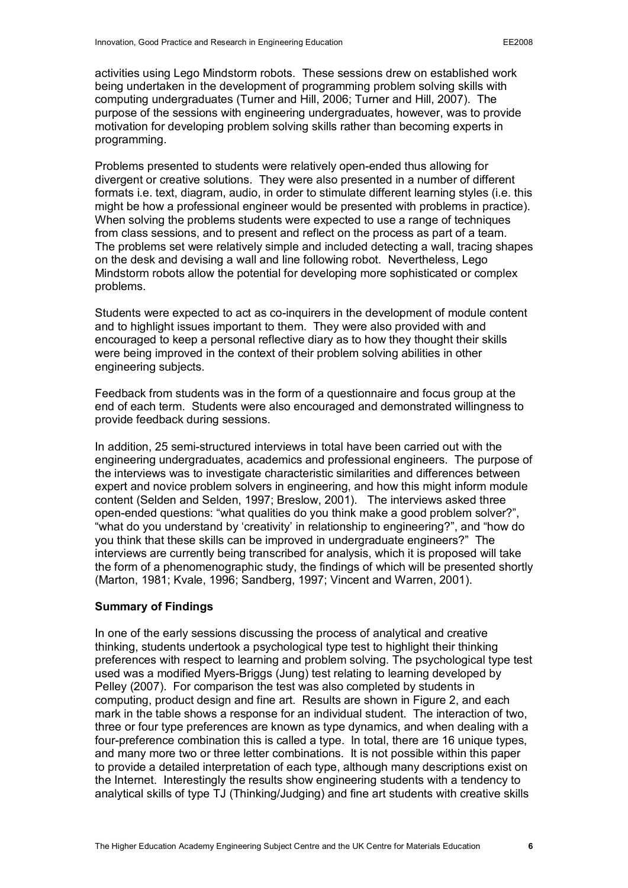activities using Lego Mindstorm robots. These sessions drew on established work being undertaken in the development of programming problem solving skills with computing undergraduates (Turner and Hill, 2006; Turner and Hill, 2007). The purpose of the sessions with engineering undergraduates, however, was to provide motivation for developing problem solving skills rather than becoming experts in programming.

Problems presented to students were relatively open-ended thus allowing for divergent or creative solutions. They were also presented in a number of different formats i.e. text, diagram, audio, in order to stimulate different learning styles (i.e. this might be how a professional engineer would be presented with problems in practice). When solving the problems students were expected to use a range of techniques from class sessions, and to present and reflect on the process as part of a team. The problems set were relatively simple and included detecting a wall, tracing shapes on the desk and devising a wall and line following robot. Nevertheless, Lego Mindstorm robots allow the potential for developing more sophisticated or complex problems.

Students were expected to act as co-inquirers in the development of module content and to highlight issues important to them. They were also provided with and encouraged to keep a personal reflective diary as to how they thought their skills were being improved in the context of their problem solving abilities in other engineering subjects.

Feedback from students was in the form of a questionnaire and focus group at the end of each term. Students were also encouraged and demonstrated willingness to provide feedback during sessions.

In addition, 25 semi-structured interviews in total have been carried out with the engineering undergraduates, academics and professional engineers. The purpose of the interviews was to investigate characteristic similarities and differences between expert and novice problem solvers in engineering, and how this might inform module content (Selden and Selden, 1997; Breslow, 2001). The interviews asked three open-ended questions: "what qualities do you think make a good problem solver?", "what do you understand by 'creativity' in relationship to engineering?", and "how do you think that these skills can be improved in undergraduate engineers?" The interviews are currently being transcribed for analysis, which it is proposed will take the form of a phenomenographic study, the findings of which will be presented shortly (Marton, 1981; Kvale, 1996; Sandberg, 1997; Vincent and Warren, 2001).

**Summary of Findings**

In one of the early sessions discussing the process of analytical and creative thinking, students undertook a psychological type test to highlight their thinking preferences with respect to learning and problem solving. The psychological type test used was a modified Myers-Briggs (Jung) test relating to learning developed by Pelley (2007). For comparison the test was also completed by students in computing, product design and fine art. Results are shown in Figure 2, and each mark in the table shows a response for an individual student. The interaction of two, three or four type preferences are known as type dynamics, and when dealing with a four-preference combination this is called a type. In total, there are 16 unique types, and many more two or three letter combinations. It is not possible within this paper to provide a detailed interpretation of each type, although many descriptions exist on the Internet. Interestingly the results show engineering students with a tendency to analytical skills of type TJ (Thinking/Judging) and fine art students with creative skills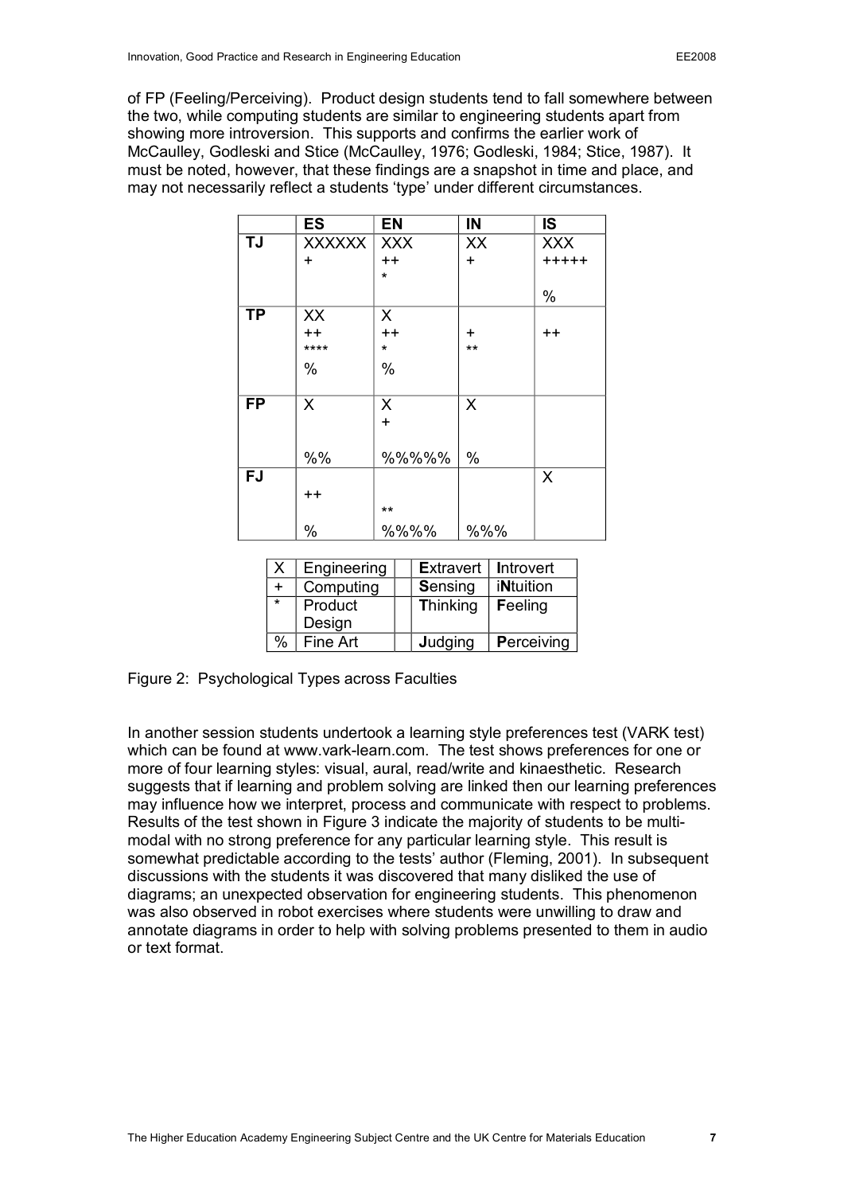of FP (Feeling/Perceiving). Product design students tend to fall somewhere between the two, while computing students are similar to engineering students apart from showing more introversion. This supports and confirms the earlier work of McCaulley, Godleski and Stice (McCaulley, 1976; Godleski, 1984; Stice, 1987). It must be noted, however, that these findings are a snapshot in time and place, and may not necessarily reflect a students 'type' under different circumstances.

| | ES | EN | IN | IS |
|---|---|---|---|---|
| TJ | XXXXXX + | XXX ++ * | XX + | XXX +++++ % |
| TP | XX ++ **** % | X ++ * % | + ** | ++ |
| FP | X %% | X + %%%%% | X % | |
| FJ | ++ % | ** %%%% | %%% | X |

| | | | | |
|---|---|---|---|---|
| X | Engineering | | **E**xtravert | **I**ntrovert |
| + | Computing | | **S**ensing | i**N**tuition |
| * | Product Design | | **T**hinking | **F**eeling |
| % | Fine Art | | **J**udging | **P**erceiving |

Figure 2: Psychological Types across Faculties

In another session students undertook a learning style preferences test (VARK test) which can be found at www.vark-learn.com. The test shows preferences for one or more of four learning styles: visual, aural, read/write and kinaesthetic. Research suggests that if learning and problem solving are linked then our learning preferences may influence how we interpret, process and communicate with respect to problems. Results of the test shown in Figure 3 indicate the majority of students to be multi-modal with no strong preference for any particular learning style. This result is somewhat predictable according to the tests' author (Fleming, 2001). In subsequent discussions with the students it was discovered that many disliked the use of diagrams; an unexpected observation for engineering students. This phenomenon was also observed in robot exercises where students were unwilling to draw and annotate diagrams in order to help with solving problems presented to them in audio or text format.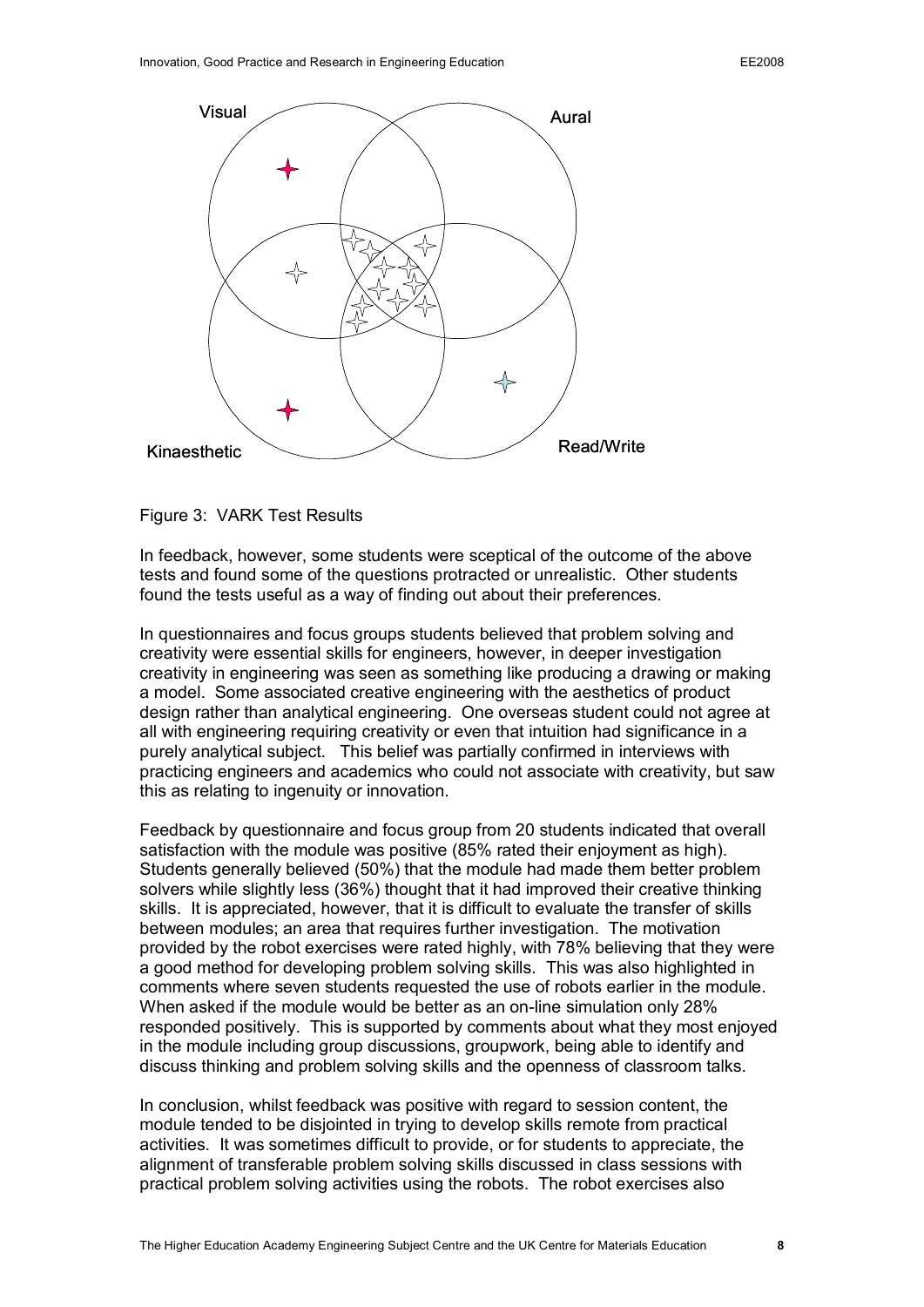Visual

Aural

Kinaesthetic

Read/Write

Figure 3: VARK Test Results

In feedback, however, some students were sceptical of the outcome of the above tests and found some of the questions protracted or unrealistic. Other students found the tests useful as a way of finding out about their preferences.

In questionnaires and focus groups students believed that problem solving and creativity were essential skills for engineers, however, in deeper investigation creativity in engineering was seen as something like producing a drawing or making a model. Some associated creative engineering with the aesthetics of product design rather than analytical engineering. One overseas student could not agree at all with engineering requiring creativity or even that intuition had significance in a purely analytical subject. This belief was partially confirmed in interviews with practicing engineers and academics who could not associate with creativity, but saw this as relating to ingenuity or innovation.

Feedback by questionnaire and focus group from 20 students indicated that overall satisfaction with the module was positive (85% rated their enjoyment as high). Students generally believed (50%) that the module had made them better problem solvers while slightly less (36%) thought that it had improved their creative thinking skills. It is appreciated, however, that it is difficult to evaluate the transfer of skills between modules; an area that requires further investigation. The motivation provided by the robot exercises were rated highly, with 78% believing that they were a good method for developing problem solving skills. This was also highlighted in comments where seven students requested the use of robots earlier in the module. When asked if the module would be better as an on-line simulation only 28% responded positively. This is supported by comments about what they most enjoyed in the module including group discussions, groupwork, being able to identify and discuss thinking and problem solving skills and the openness of classroom talks.

In conclusion, whilst feedback was positive with regard to session content, the module tended to be disjointed in trying to develop skills remote from practical activities. It was sometimes difficult to provide, or for students to appreciate, the alignment of transferable problem solving skills discussed in class sessions with practical problem solving activities using the robots. The robot exercises also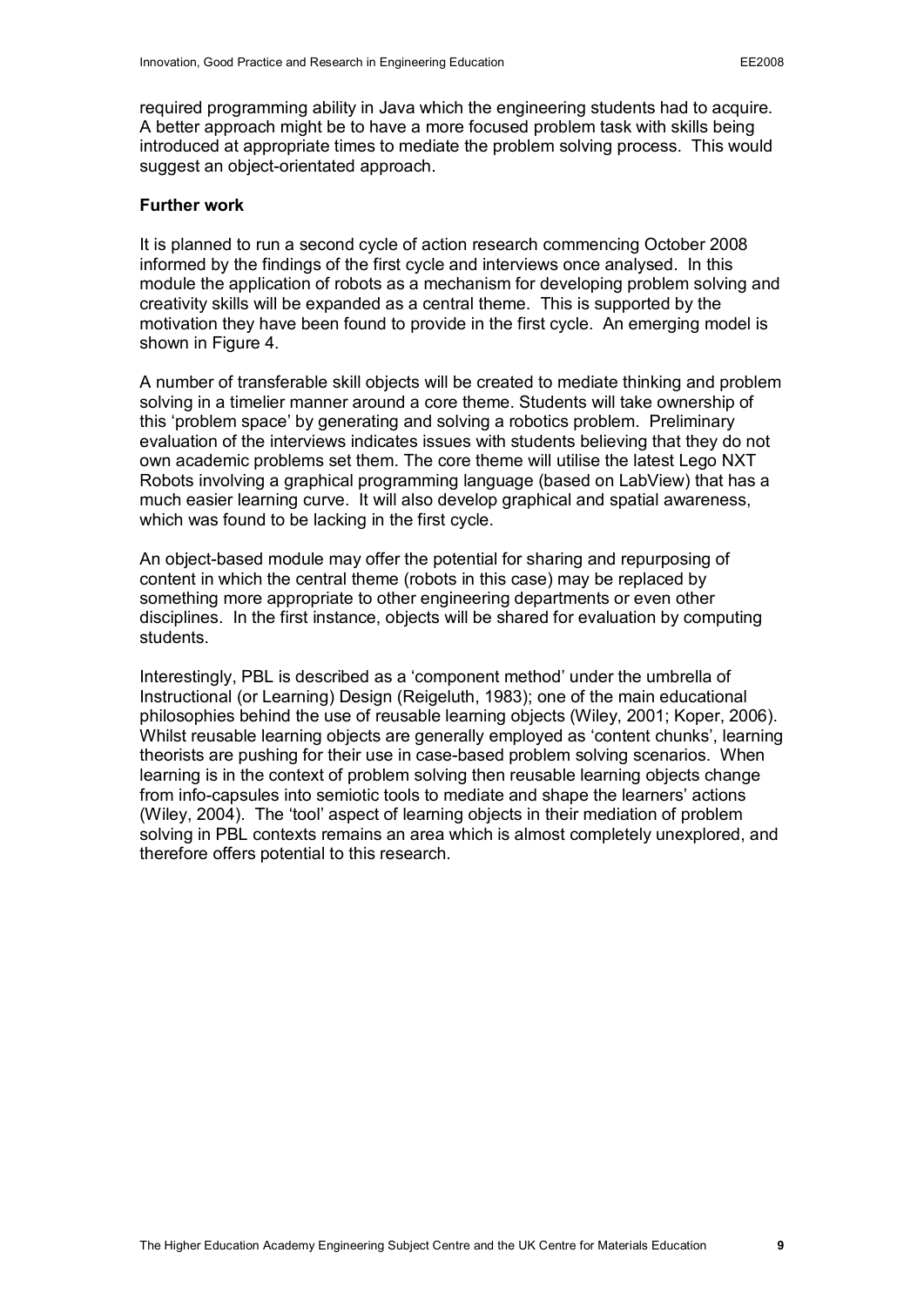required programming ability in Java which the engineering students had to acquire. A better approach might be to have a more focused problem task with skills being introduced at appropriate times to mediate the problem solving process. This would suggest an object-orientated approach.

**Further work**

It is planned to run a second cycle of action research commencing October 2008 informed by the findings of the first cycle and interviews once analysed. In this module the application of robots as a mechanism for developing problem solving and creativity skills will be expanded as a central theme. This is supported by the motivation they have been found to provide in the first cycle. An emerging model is shown in Figure 4.

A number of transferable skill objects will be created to mediate thinking and problem solving in a timelier manner around a core theme. Students will take ownership of this 'problem space' by generating and solving a robotics problem. Preliminary evaluation of the interviews indicates issues with students believing that they do not own academic problems set them. The core theme will utilise the latest Lego NXT Robots involving a graphical programming language (based on LabView) that has a much easier learning curve. It will also develop graphical and spatial awareness, which was found to be lacking in the first cycle.

An object-based module may offer the potential for sharing and repurposing of content in which the central theme (robots in this case) may be replaced by something more appropriate to other engineering departments or even other disciplines. In the first instance, objects will be shared for evaluation by computing students.

Interestingly, PBL is described as a 'component method' under the umbrella of Instructional (or Learning) Design (Reigeluth, 1983); one of the main educational philosophies behind the use of reusable learning objects (Wiley, 2001; Koper, 2006). Whilst reusable learning objects are generally employed as 'content chunks', learning theorists are pushing for their use in case-based problem solving scenarios. When learning is in the context of problem solving then reusable learning objects change from info-capsules into semiotic tools to mediate and shape the learners' actions (Wiley, 2004). The 'tool' aspect of learning objects in their mediation of problem solving in PBL contexts remains an area which is almost completely unexplored, and therefore offers potential to this research.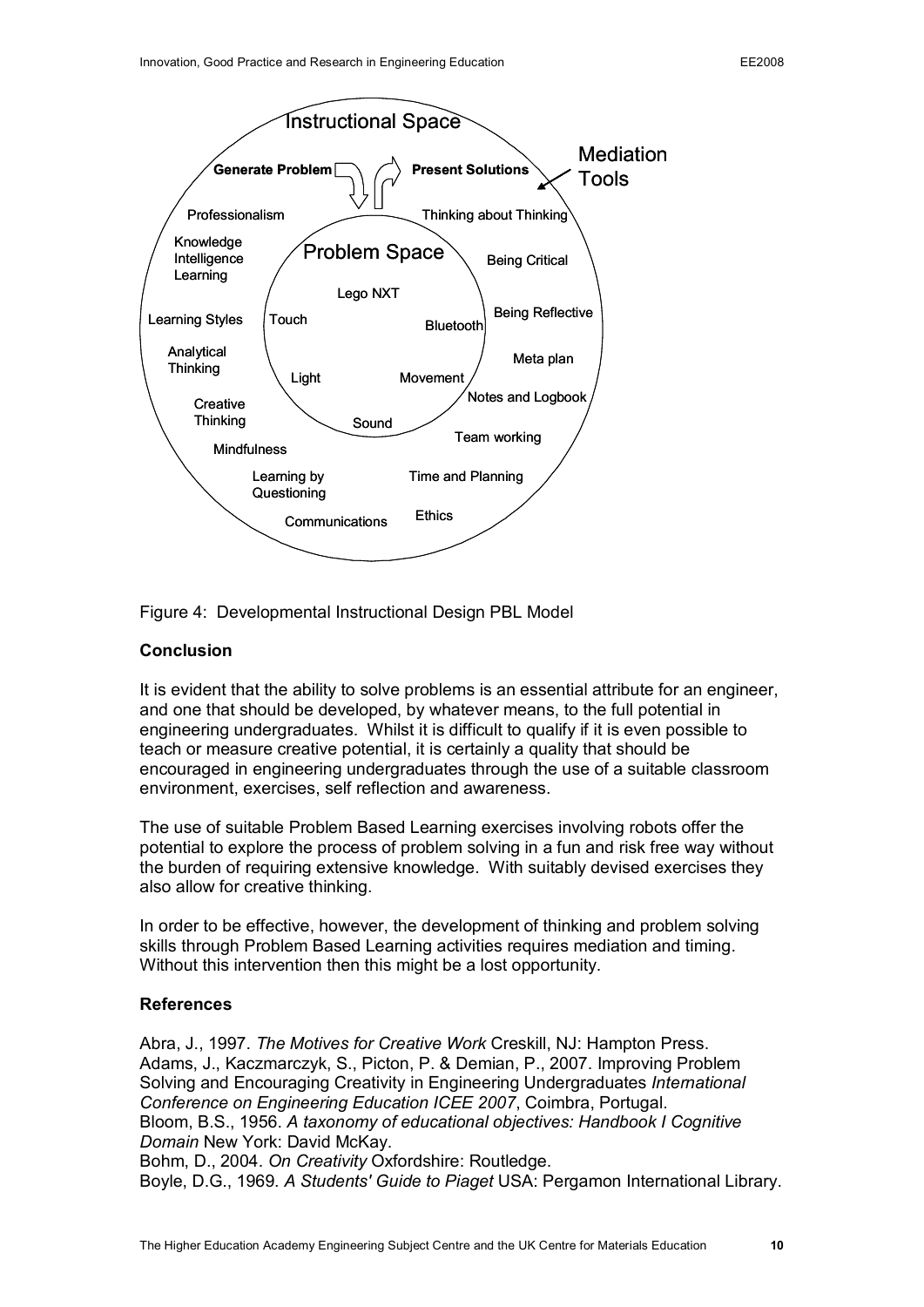Instructional Space

Generate Problem

Present Solutions

Mediation Tools

Professionalism

Thinking about Thinking

Knowledge Intelligence Learning

Problem Space

Being Critical

Lego NXT

Learning Styles

Touch

Bluetooth

Being Reflective

Analytical Thinking

Meta plan

Light

Movement

Notes and Logbook

Creative Thinking

Sound

Team working

Mindfulness

Learning by Questioning

Time and Planning

Communications

Ethics

Figure 4: Developmental Instructional Design PBL Model

## Conclusion

It is evident that the ability to solve problems is an essential attribute for an engineer, and one that should be developed, by whatever means, to the full potential in engineering undergraduates. Whilst it is difficult to qualify if it is even possible to teach or measure creative potential, it is certainly a quality that should be encouraged in engineering undergraduates through the use of a suitable classroom environment, exercises, self reflection and awareness.

The use of suitable Problem Based Learning exercises involving robots offer the potential to explore the process of problem solving in a fun and risk free way without the burden of requiring extensive knowledge. With suitably devised exercises they also allow for creative thinking.

In order to be effective, however, the development of thinking and problem solving skills through Problem Based Learning activities requires mediation and timing. Without this intervention then this might be a lost opportunity.

## References

Abra, J., 1997. *The Motives for Creative Work* Creskill, NJ: Hampton Press.
Adams, J., Kaczmarczyk, S., Picton, P. & Demian, P., 2007. Improving Problem Solving and Encouraging Creativity in Engineering Undergraduates *International Conference on Engineering Education ICEE 2007*, Coimbra, Portugal.
Bloom, B.S., 1956. *A taxonomy of educational objectives: Handbook I Cognitive Domain* New York: David McKay.
Bohm, D., 2004. *On Creativity* Oxfordshire: Routledge.
Boyle, D.G., 1969. *A Students' Guide to Piaget* USA: Pergamon International Library.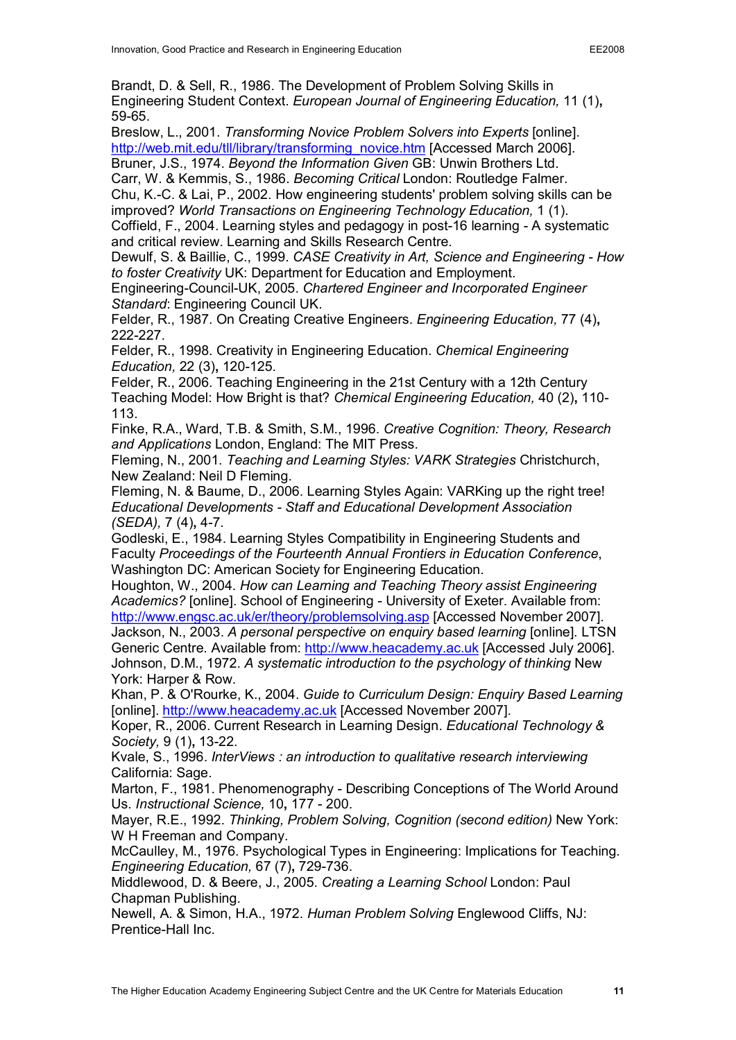Brandt, D. & Sell, R., 1986. The Development of Problem Solving Skills in Engineering Student Context. *European Journal of Engineering Education,* 11 (1)**,** 59-65.

Breslow, L., 2001. *Transforming Novice Problem Solvers into Experts* [online]. http://web.mit.edu/tll/library/transforming_novice.htm [Accessed March 2006].

Bruner, J.S., 1974. *Beyond the Information Given* GB: Unwin Brothers Ltd.

Carr, W. & Kemmis, S., 1986. *Becoming Critical* London: Routledge Falmer.

Chu, K.-C. & Lai, P., 2002. How engineering students' problem solving skills can be improved? *World Transactions on Engineering Technology Education,* 1 (1).

Coffield, F., 2004. Learning styles and pedagogy in post-16 learning - A systematic and critical review. Learning and Skills Research Centre.

Dewulf, S. & Baillie, C., 1999. *CASE Creativity in Art, Science and Engineering - How to foster Creativity* UK: Department for Education and Employment.

Engineering-Council-UK, 2005. *Chartered Engineer and Incorporated Engineer Standard*: Engineering Council UK.

Felder, R., 1987. On Creating Creative Engineers. *Engineering Education,* 77 (4)**,** 222-227.

Felder, R., 1998. Creativity in Engineering Education. *Chemical Engineering Education,* 22 (3)**,** 120-125.

Felder, R., 2006. Teaching Engineering in the 21st Century with a 12th Century Teaching Model: How Bright is that? *Chemical Engineering Education,* 40 (2)**,** 110-113.

Finke, R.A., Ward, T.B. & Smith, S.M., 1996. *Creative Cognition: Theory, Research and Applications* London, England: The MIT Press.

Fleming, N., 2001. *Teaching and Learning Styles: VARK Strategies* Christchurch, New Zealand: Neil D Fleming.

Fleming, N. & Baume, D., 2006. Learning Styles Again: VARKing up the right tree! *Educational Developments - Staff and Educational Development Association (SEDA),* 7 (4)**,** 4-7.

Godleski, E., 1984. Learning Styles Compatibility in Engineering Students and Faculty *Proceedings of the Fourteenth Annual Frontiers in Education Conference*, Washington DC: American Society for Engineering Education.

Houghton, W., 2004. *How can Learning and Teaching Theory assist Engineering Academics?* [online]. School of Engineering - University of Exeter. Available from: http://www.engsc.ac.uk/er/theory/problemsolving.asp [Accessed November 2007].

Jackson, N., 2003. *A personal perspective on enquiry based learning* [online]. LTSN Generic Centre. Available from: http://www.heacademy.ac.uk [Accessed July 2006].

Johnson, D.M., 1972. *A systematic introduction to the psychology of thinking* New York: Harper & Row.

Khan, P. & O'Rourke, K., 2004. *Guide to Curriculum Design: Enquiry Based Learning* [online]. http://www.heacademy.ac.uk [Accessed November 2007].

Koper, R., 2006. Current Research in Learning Design. *Educational Technology & Society,* 9 (1)**,** 13-22.

Kvale, S., 1996. *InterViews : an introduction to qualitative research interviewing* California: Sage.

Marton, F., 1981. Phenomenography - Describing Conceptions of The World Around Us. *Instructional Science,* 10**,** 177 - 200.

Mayer, R.E., 1992. *Thinking, Problem Solving, Cognition (second edition)* New York: W H Freeman and Company.

McCaulley, M., 1976. Psychological Types in Engineering: Implications for Teaching. *Engineering Education,* 67 (7)**,** 729-736.

Middlewood, D. & Beere, J., 2005. *Creating a Learning School* London: Paul Chapman Publishing.

Newell, A. & Simon, H.A., 1972. *Human Problem Solving* Englewood Cliffs, NJ: Prentice-Hall Inc.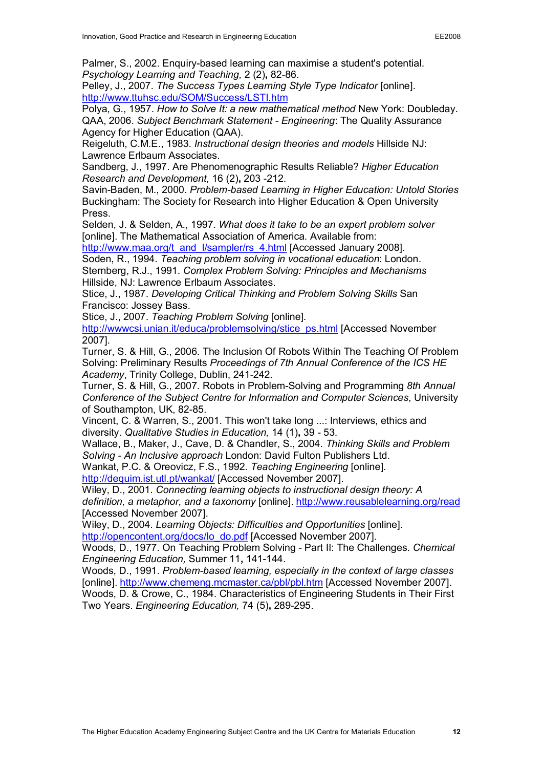Palmer, S., 2002. Enquiry-based learning can maximise a student's potential. *Psychology Learning and Teaching,* 2 (2)**,** 82-86.

Pelley, J., 2007. *The Success Types Learning Style Type Indicator* [online]. http://www.ttuhsc.edu/SOM/Success/LSTI.htm

Polya, G., 1957. *How to Solve It: a new mathematical method* New York: Doubleday.

QAA, 2006. *Subject Benchmark Statement - Engineering*: The Quality Assurance Agency for Higher Education (QAA).

Reigeluth, C.M.E., 1983. *Instructional design theories and models* Hillside NJ: Lawrence Erlbaum Associates.

Sandberg, J., 1997. Are Phenomenographic Results Reliable? *Higher Education Research and Development,* 16 (2)**,** 203 -212.

Savin-Baden, M., 2000. *Problem-based Learning in Higher Education: Untold Stories* Buckingham: The Society for Research into Higher Education & Open University Press.

Selden, J. & Selden, A., 1997. *What does it take to be an expert problem solver* [online]. The Mathematical Association of America. Available from: http://www.maa.org/t_and_l/sampler/rs_4.html [Accessed January 2008].

Soden, R., 1994. *Teaching problem solving in vocational education*: London.

Sternberg, R.J., 1991. *Complex Problem Solving: Principles and Mechanisms* Hillside, NJ: Lawrence Erlbaum Associates.

Stice, J., 1987. *Developing Critical Thinking and Problem Solving Skills* San Francisco: Jossey Bass.

Stice, J., 2007. *Teaching Problem Solving* [online]. http://wwwcsi.unian.it/educa/problemsolving/stice_ps.html [Accessed November 2007].

Turner, S. & Hill, G., 2006. The Inclusion Of Robots Within The Teaching Of Problem Solving: Preliminary Results *Proceedings of 7th Annual Conference of the ICS HE Academy*, Trinity College, Dublin, 241-242.

Turner, S. & Hill, G., 2007. Robots in Problem-Solving and Programming *8th Annual Conference of the Subject Centre for Information and Computer Sciences*, University of Southampton, UK, 82-85.

Vincent, C. & Warren, S., 2001. This won't take long ...: Interviews, ethics and diversity. *Qualitative Studies in Education,* 14 (1)**,** 39 - 53.

Wallace, B., Maker, J., Cave, D. & Chandler, S., 2004. *Thinking Skills and Problem Solving - An Inclusive approach* London: David Fulton Publishers Ltd.

Wankat, P.C. & Oreovicz, F.S., 1992. *Teaching Engineering* [online]. http://dequim.ist.utl.pt/wankat/ [Accessed November 2007].

Wiley, D., 2001. *Connecting learning objects to instructional design theory: A definition, a metaphor, and a taxonomy* [online]. http://www.reusablelearning.org/read [Accessed November 2007].

Wiley, D., 2004. *Learning Objects: Difficulties and Opportunities* [online]. http://opencontent.org/docs/lo_do.pdf [Accessed November 2007].

Woods, D., 1977. On Teaching Problem Solving - Part II: The Challenges. *Chemical Engineering Education,* Summer 11**,** 141-144.

Woods, D., 1991. *Problem-based learning, especially in the context of large classes* [online]. http://www.chemeng.mcmaster.ca/pbl/pbl.htm [Accessed November 2007].

Woods, D. & Crowe, C., 1984. Characteristics of Engineering Students in Their First Two Years. *Engineering Education,* 74 (5)**,** 289-295.